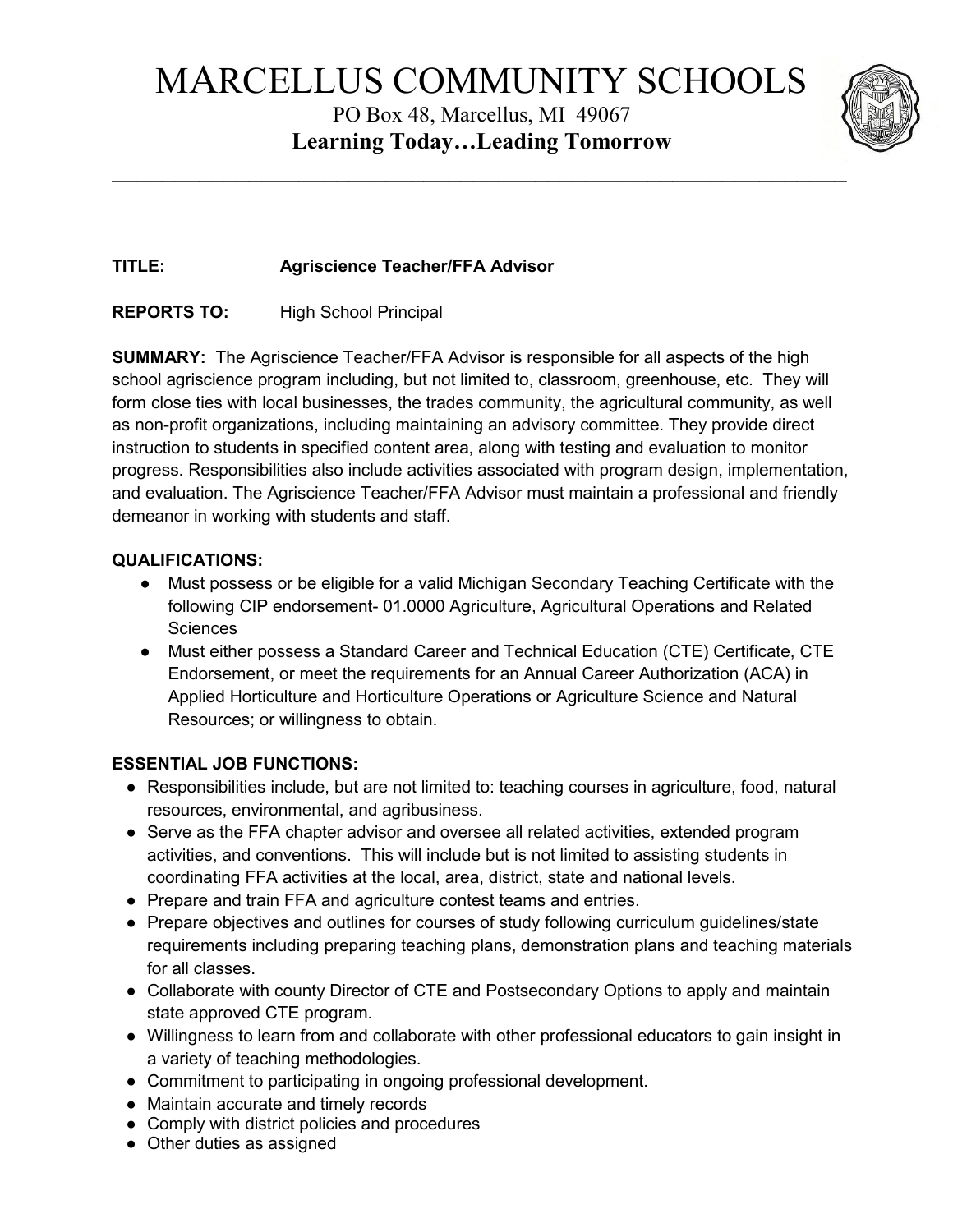# MARCELLUS COMMUNITY SCHOOLS

PO Box 48, Marcellus, MI 49067

**Learning Today…Leading Tomorrow**

---

**TITLE:** **Agriscience Teacher/FFA Advisor**

**REPORTS TO:** High School Principal

**SUMMARY:** The Agriscience Teacher/FFA Advisor is responsible for all aspects of the high school agriscience program including, but not limited to, classroom, greenhouse, etc. They will form close ties with local businesses, the trades community, the agricultural community, as well as non-profit organizations, including maintaining an advisory committee. They provide direct instruction to students in specified content area, along with testing and evaluation to monitor progress. Responsibilities also include activities associated with program design, implementation, and evaluation. The Agriscience Teacher/FFA Advisor must maintain a professional and friendly demeanor in working with students and staff.

**QUALIFICATIONS:**

- Must possess or be eligible for a valid Michigan Secondary Teaching Certificate with the following CIP endorsement- 01.0000 Agriculture, Agricultural Operations and Related Sciences
- Must either possess a Standard Career and Technical Education (CTE) Certificate, CTE Endorsement, or meet the requirements for an Annual Career Authorization (ACA) in Applied Horticulture and Horticulture Operations or Agriculture Science and Natural Resources; or willingness to obtain.

**ESSENTIAL JOB FUNCTIONS:**

- Responsibilities include, but are not limited to: teaching courses in agriculture, food, natural resources, environmental, and agribusiness.
- Serve as the FFA chapter advisor and oversee all related activities, extended program activities, and conventions. This will include but is not limited to assisting students in coordinating FFA activities at the local, area, district, state and national levels.
- Prepare and train FFA and agriculture contest teams and entries.
- Prepare objectives and outlines for courses of study following curriculum guidelines/state requirements including preparing teaching plans, demonstration plans and teaching materials for all classes.
- Collaborate with county Director of CTE and Postsecondary Options to apply and maintain state approved CTE program.
- Willingness to learn from and collaborate with other professional educators to gain insight in a variety of teaching methodologies.
- Commitment to participating in ongoing professional development.
- Maintain accurate and timely records
- Comply with district policies and procedures
- Other duties as assigned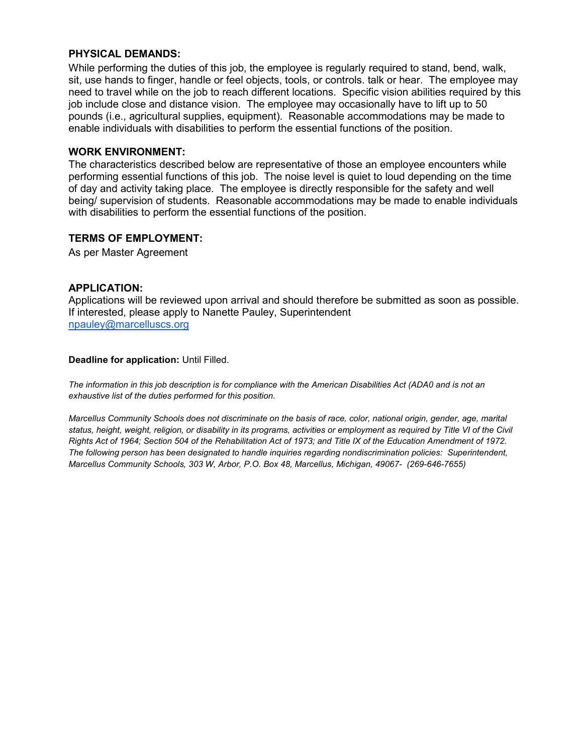## PHYSICAL DEMANDS:

While performing the duties of this job, the employee is regularly required to stand, bend, walk, sit, use hands to finger, handle or feel objects, tools, or controls. talk or hear. The employee may need to travel while on the job to reach different locations. Specific vision abilities required by this job include close and distance vision. The employee may occasionally have to lift up to 50 pounds (i.e., agricultural supplies, equipment). Reasonable accommodations may be made to enable individuals with disabilities to perform the essential functions of the position.

## WORK ENVIRONMENT:

The characteristics described below are representative of those an employee encounters while performing essential functions of this job. The noise level is quiet to loud depending on the time of day and activity taking place. The employee is directly responsible for the safety and well being/ supervision of students. Reasonable accommodations may be made to enable individuals with disabilities to perform the essential functions of the position.

## TERMS OF EMPLOYMENT:

As per Master Agreement

## APPLICATION:

Applications will be reviewed upon arrival and should therefore be submitted as soon as possible. If interested, please apply to Nanette Pauley, Superintendent
npauley@marcelluscs.org

**Deadline for application:** Until Filled.

*The information in this job description is for compliance with the American Disabilities Act (ADA0 and is not an exhaustive list of the duties performed for this position.*

*Marcellus Community Schools does not discriminate on the basis of race, color, national origin, gender, age, marital status, height, weight, religion, or disability in its programs, activities or employment as required by Title VI of the Civil Rights Act of 1964; Section 504 of the Rehabilitation Act of 1973; and Title IX of the Education Amendment of 1972. The following person has been designated to handle inquiries regarding nondiscrimination policies: Superintendent, Marcellus Community Schools, 303 W, Arbor, P.O. Box 48, Marcellus, Michigan, 49067- (269-646-7655)*